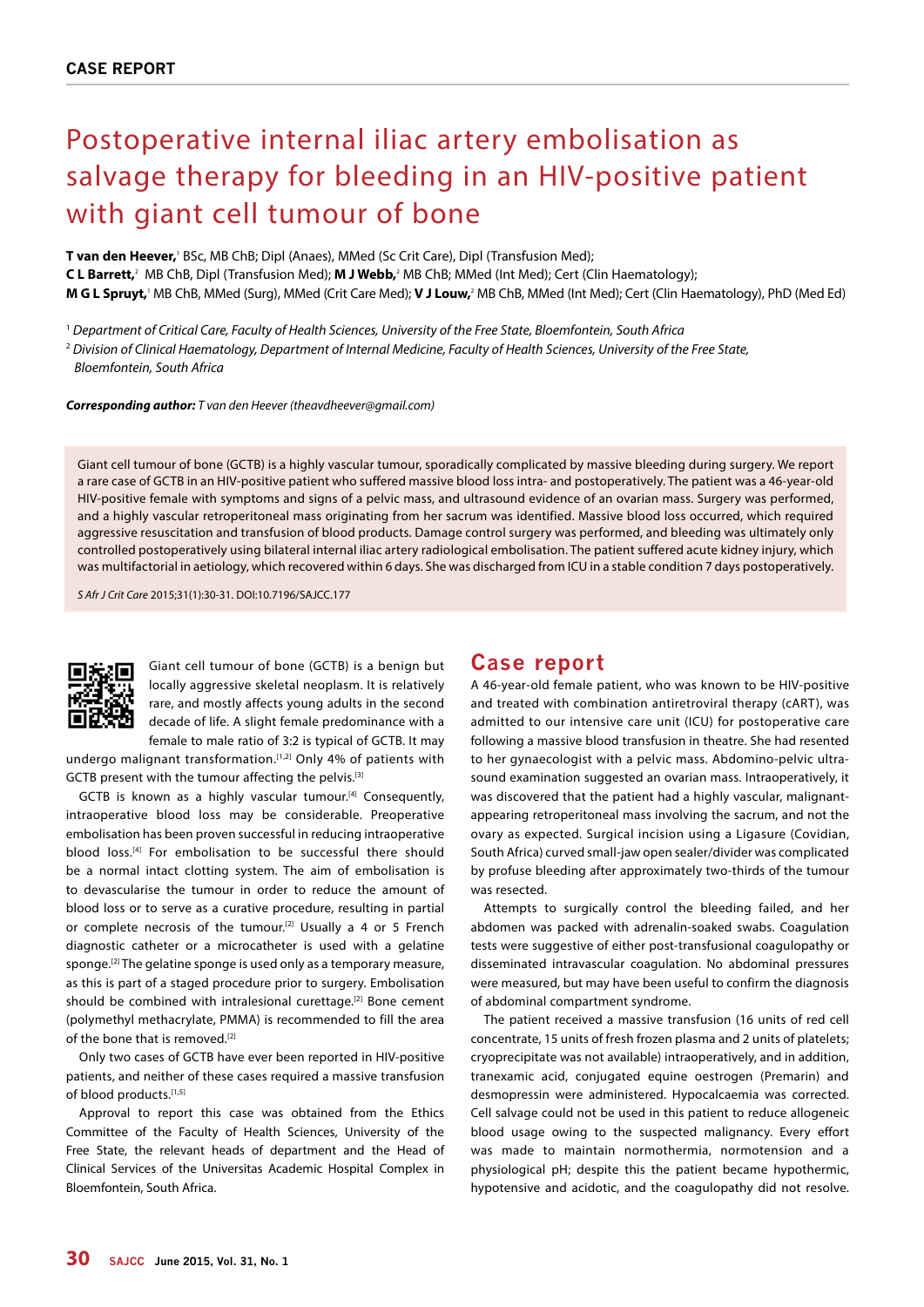CASE REPORT

# Postoperative internal iliac artery embolisation as salvage therapy for bleeding in an HIV-positive patient with giant cell tumour of bone

**T van den Heever,**[1] BSc, MB ChB; Dipl (Anaes), MMed (Sc Crit Care), Dipl (Transfusion Med);
**C L Barrett,**[2] MB ChB, Dipl (Transfusion Med); **M J Webb,**[2] MB ChB; MMed (Int Med); Cert (Clin Haematology);
**M G L Spruyt,**[1] MB ChB, MMed (Surg), MMed (Crit Care Med); **V J Louw,**[2] MB ChB, MMed (Int Med); Cert (Clin Haematology), PhD (Med Ed)

[1] *Department of Critical Care, Faculty of Health Sciences, University of the Free State, Bloemfontein, South Africa*
[2] *Division of Clinical Haematology, Department of Internal Medicine, Faculty of Health Sciences, University of the Free State, Bloemfontein, South Africa*

***Corresponding author:*** *T van den Heever (theavdheever@gmail.com)*

Giant cell tumour of bone (GCTB) is a highly vascular tumour, sporadically complicated by massive bleeding during surgery. We report a rare case of GCTB in an HIV-positive patient who suffered massive blood loss intra- and postoperatively. The patient was a 46-year-old HIV-positive female with symptoms and signs of a pelvic mass, and ultrasound evidence of an ovarian mass. Surgery was performed, and a highly vascular retroperitoneal mass originating from her sacrum was identified. Massive blood loss occurred, which required aggressive resuscitation and transfusion of blood products. Damage control surgery was performed, and bleeding was ultimately only controlled postoperatively using bilateral internal iliac artery radiological embolisation. The patient suffered acute kidney injury, which was multifactorial in aetiology, which recovered within 6 days. She was discharged from ICU in a stable condition 7 days postoperatively.

*S Afr J Crit Care* 2015;31(1):30-31. DOI:10.7196/SAJCC.177

Giant cell tumour of bone (GCTB) is a benign but locally aggressive skeletal neoplasm. It is relatively rare, and mostly affects young adults in the second decade of life. A slight female predominance with a female to male ratio of 3:2 is typical of GCTB. It may undergo malignant transformation.[1,2] Only 4% of patients with GCTB present with the tumour affecting the pelvis.[3]

GCTB is known as a highly vascular tumour.[4] Consequently, intraoperative blood loss may be considerable. Preoperative embolisation has been proven successful in reducing intraoperative blood loss.[4] For embolisation to be successful there should be a normal intact clotting system. The aim of embolisation is to devascularise the tumour in order to reduce the amount of blood loss or to serve as a curative procedure, resulting in partial or complete necrosis of the tumour.[2] Usually a 4 or 5 French diagnostic catheter or a microcatheter is used with a gelatine sponge.[2] The gelatine sponge is used only as a temporary measure, as this is part of a staged procedure prior to surgery. Embolisation should be combined with intralesional curettage.[2] Bone cement (polymethyl methacrylate, PMMA) is recommended to fill the area of the bone that is removed.[2]

Only two cases of GCTB have ever been reported in HIV-positive patients, and neither of these cases required a massive transfusion of blood products.[1,5]

Approval to report this case was obtained from the Ethics Committee of the Faculty of Health Sciences, University of the Free State, the relevant heads of department and the Head of Clinical Services of the Universitas Academic Hospital Complex in Bloemfontein, South Africa.

## Case report

A 46-year-old female patient, who was known to be HIV-positive and treated with combination antiretroviral therapy (cART), was admitted to our intensive care unit (ICU) for postoperative care following a massive blood transfusion in theatre. She had resented to her gynaecologist with a pelvic mass. Abdomino-pelvic ultrasound examination suggested an ovarian mass. Intraoperatively, it was discovered that the patient had a highly vascular, malignant-appearing retroperitoneal mass involving the sacrum, and not the ovary as expected. Surgical incision using a Ligasure (Covidian, South Africa) curved small-jaw open sealer/divider was complicated by profuse bleeding after approximately two-thirds of the tumour was resected.

Attempts to surgically control the bleeding failed, and her abdomen was packed with adrenalin-soaked swabs. Coagulation tests were suggestive of either post-transfusional coagulopathy or disseminated intravascular coagulation. No abdominal pressures were measured, but may have been useful to confirm the diagnosis of abdominal compartment syndrome.

The patient received a massive transfusion (16 units of red cell concentrate, 15 units of fresh frozen plasma and 2 units of platelets; cryoprecipitate was not available) intraoperatively, and in addition, tranexamic acid, conjugated equine oestrogen (Premarin) and desmopressin were administered. Hypocalcaemia was corrected. Cell salvage could not be used in this patient to reduce allogeneic blood usage owing to the suspected malignancy. Every effort was made to maintain normothermia, normotension and a physiological pH; despite this the patient became hypothermic, hypotensive and acidotic, and the coagulopathy did not resolve.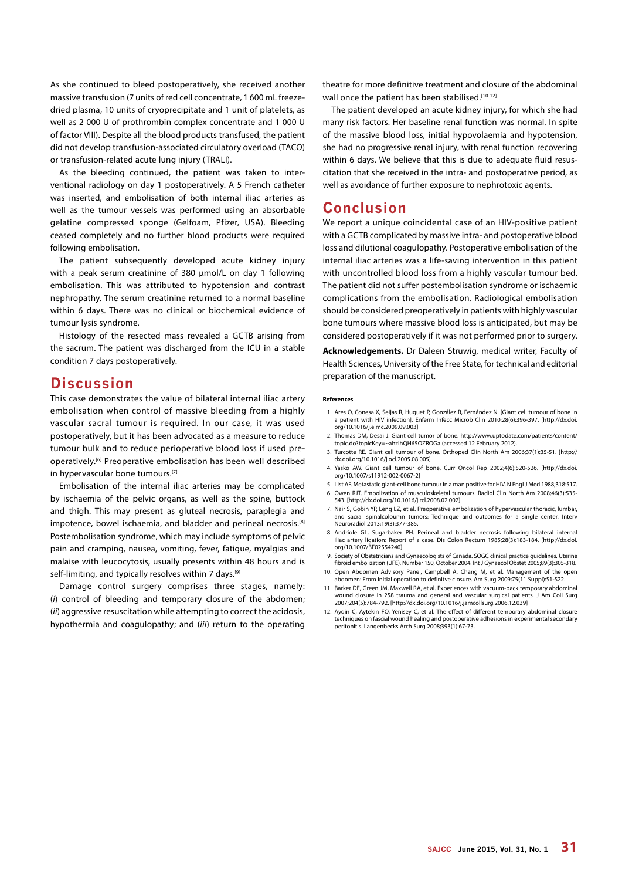As she continued to bleed postoperatively, she received another massive transfusion (7 units of red cell concentrate, 1 600 mL freeze-dried plasma, 10 units of cryoprecipitate and 1 unit of platelets, as well as 2 000 U of prothrombin complex concentrate and 1 000 U of factor VIII). Despite all the blood products transfused, the patient did not develop transfusion-associated circulatory overload (TACO) or transfusion-related acute lung injury (TRALI).

As the bleeding continued, the patient was taken to interventional radiology on day 1 postoperatively. A 5 French catheter was inserted, and embolisation of both internal iliac arteries as well as the tumour vessels was performed using an absorbable gelatine compressed sponge (Gelfoam, Pfizer, USA). Bleeding ceased completely and no further blood products were required following embolisation.

The patient subsequently developed acute kidney injury with a peak serum creatinine of 380 µmol/L on day 1 following embolisation. This was attributed to hypotension and contrast nephropathy. The serum creatinine returned to a normal baseline within 6 days. There was no clinical or biochemical evidence of tumour lysis syndrome.

Histology of the resected mass revealed a GCTB arising from the sacrum. The patient was discharged from the ICU in a stable condition 7 days postoperatively.

## Discussion

This case demonstrates the value of bilateral internal iliac artery embolisation when control of massive bleeding from a highly vascular sacral tumour is required. In our case, it was used postoperatively, but it has been advocated as a measure to reduce tumour bulk and to reduce perioperative blood loss if used preoperatively.[6] Preoperative embolisation has been well described in hypervascular bone tumours.[7]

Embolisation of the internal iliac arteries may be complicated by ischaemia of the pelvic organs, as well as the spine, buttock and thigh. This may present as gluteal necrosis, paraplegia and impotence, bowel ischaemia, and bladder and perineal necrosis.[8] Postembolisation syndrome, which may include symptoms of pelvic pain and cramping, nausea, vomiting, fever, fatigue, myalgias and malaise with leucocytosis, usually presents within 48 hours and is self-limiting, and typically resolves within 7 days.[9]

Damage control surgery comprises three stages, namely: (*i*) control of bleeding and temporary closure of the abdomen; (*ii*) aggressive resuscitation while attempting to correct the acidosis, hypothermia and coagulopathy; and (*iii*) return to the operating theatre for more definitive treatment and closure of the abdominal wall once the patient has been stabilised.[10-12]

The patient developed an acute kidney injury, for which she had many risk factors. Her baseline renal function was normal. In spite of the massive blood loss, initial hypovolaemia and hypotension, she had no progressive renal injury, with renal function recovering within 6 days. We believe that this is due to adequate fluid resuscitation that she received in the intra- and postoperative period, as well as avoidance of further exposure to nephrotoxic agents.

## Conclusion

We report a unique coincidental case of an HIV-positive patient with a GCTB complicated by massive intra- and postoperative blood loss and dilutional coagulopathy. Postoperative embolisation of the internal iliac arteries was a life-saving intervention in this patient with uncontrolled blood loss from a highly vascular tumour bed. The patient did not suffer postembolisation syndrome or ischaemic complications from the embolisation. Radiological embolisation should be considered preoperatively in patients with highly vascular bone tumours where massive blood loss is anticipated, but may be considered postoperatively if it was not performed prior to surgery.

**Acknowledgements.** Dr Daleen Struwig, medical writer, Faculty of Health Sciences, University of the Free State, for technical and editorial preparation of the manuscript.

#### References

1. Ares O, Conesa X, Seijas R, Huguet P, González R, Fernández N. [Giant cell tumour of bone in a patient with HIV infection]. Enferm Infecc Microb Clin 2010;28(6):396-397. [http://dx.doi.org/10.1016/j.eimc.2009.09.003]
2. Thomas DM, Desai J. Giant cell tumor of bone. http://www.uptodate.com/patients/content/topic.do?topicKey=~ahzlhQH6SOZROGa (accessed 12 February 2012).
3. Turcotte RE. Giant cell tumour of bone. Orthoped Clin North Am 2006;37(1):35-51. [http://dx.doi.org/10.1016/j.ocl.2005.08.005]
4. Yasko AW. Giant cell tumour of bone. Curr Oncol Rep 2002;4(6):520-526. [http://dx.doi.org/10.1007/s11912-002-0067-2]
5. List AF. Metastatic giant-cell bone tumour in a man positive for HIV. N Engl J Med 1988;318:517.
6. Owen RJT. Embolization of musculoskeletal tumours. Radiol Clin North Am 2008;46(3):535-543. [http://dx.doi.org/10.1016/j.rcl.2008.02.002]
7. Nair S, Gobin YP, Leng LZ, et al. Preoperative embolization of hypervascular thoracic, lumbar, and sacral spinalcoloumn tumors: Technique and outcomes for a single center. Interv Neuroradiol 2013;19(3):377-385.
8. Andriole GL, Sugarbaker PH. Perineal and bladder necrosis following bilateral internal iliac artery ligation: Report of a case. Dis Colon Rectum 1985;28(3):183-184. [http://dx.doi.org/10.1007/BF02554240]
9. Society of Obstetricians and Gynaecologists of Canada. SOGC clinical practice guidelines. Uterine fibroid embolization (UFE). Number 150, October 2004. Int J Gynaecol Obstet 2005;89(3):305-318.
10. Open Abdomen Advisory Panel, Campbell A, Chang M, et al. Management of the open abdomen: From initial operation to definitve closure. Am Surg 2009;75(11 Suppl):S1-S22.
11. Barker DE, Green JM, Maxwell RA, et al. Experiences with vacuum-pack temporary abdominal wound closure in 258 trauma and general and vascular surgical patients. J Am Coll Surg 2007;204(5):784-792. [http://dx.doi.org/10.1016/j.jamcollsurg.2006.12.039]
12. Aydin C, Aytekin FO, Yenisey C, et al. The effect of different temporary abdominal closure techniques on fascial wound healing and postoperative adhesions in experimental secondary peritonitis. Langenbecks Arch Surg 2008;393(1):67-73.